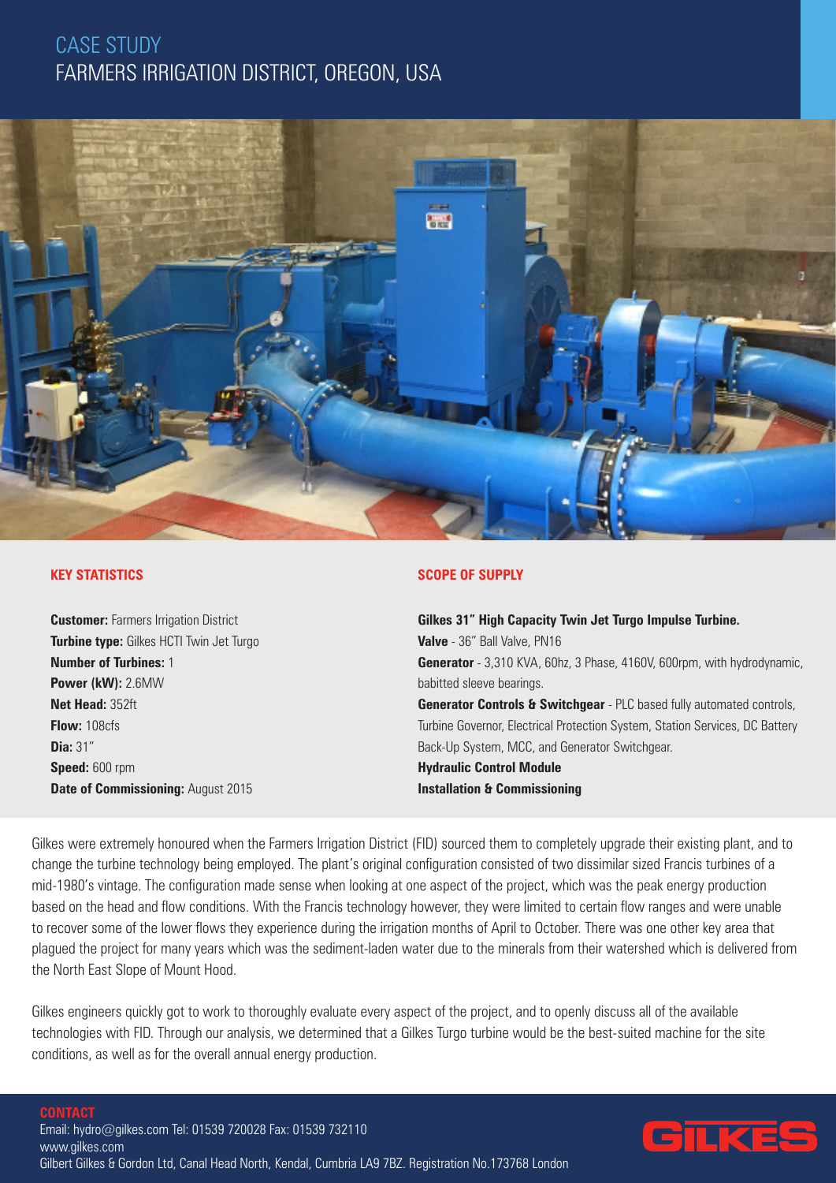# CASE STUDY
## FARMERS IRRIGATION DISTRICT, OREGON, USA

### KEY STATISTICS

**Customer:** Farmers Irrigation District
**Turbine type:** Gilkes HCTI Twin Jet Turgo
**Number of Turbines:** 1
**Power (kW):** 2.6MW
**Net Head:** 352ft
**Flow:** 108cfs
**Dia:** 31"
**Speed:** 600 rpm
**Date of Commissioning:** August 2015

### SCOPE OF SUPPLY

**Gilkes 31" High Capacity Twin Jet Turgo Impulse Turbine.**
**Valve** - 36" Ball Valve, PN16
**Generator** - 3,310 KVA, 60hz, 3 Phase, 4160V, 600rpm, with hydrodynamic, babitted sleeve bearings.
**Generator Controls & Switchgear** - PLC based fully automated controls, Turbine Governor, Electrical Protection System, Station Services, DC Battery Back-Up System, MCC, and Generator Switchgear.
**Hydraulic Control Module**
**Installation & Commissioning**

Gilkes were extremely honoured when the Farmers Irrigation District (FID) sourced them to completely upgrade their existing plant, and to change the turbine technology being employed. The plant's original configuration consisted of two dissimilar sized Francis turbines of a mid-1980's vintage. The configuration made sense when looking at one aspect of the project, which was the peak energy production based on the head and flow conditions. With the Francis technology however, they were limited to certain flow ranges and were unable to recover some of the lower flows they experience during the irrigation months of April to October. There was one other key area that plagued the project for many years which was the sediment-laden water due to the minerals from their watershed which is delivered from the North East Slope of Mount Hood.

Gilkes engineers quickly got to work to thoroughly evaluate every aspect of the project, and to openly discuss all of the available technologies with FID. Through our analysis, we determined that a Gilkes Turgo turbine would be the best-suited machine for the site conditions, as well as for the overall annual energy production.

**CONTACT**
Email: hydro@gilkes.com Tel: 01539 720028 Fax: 01539 732110
www.gilkes.com
Gilbert Gilkes & Gordon Ltd, Canal Head North, Kendal, Cumbria LA9 7BZ. Registration No.173768 London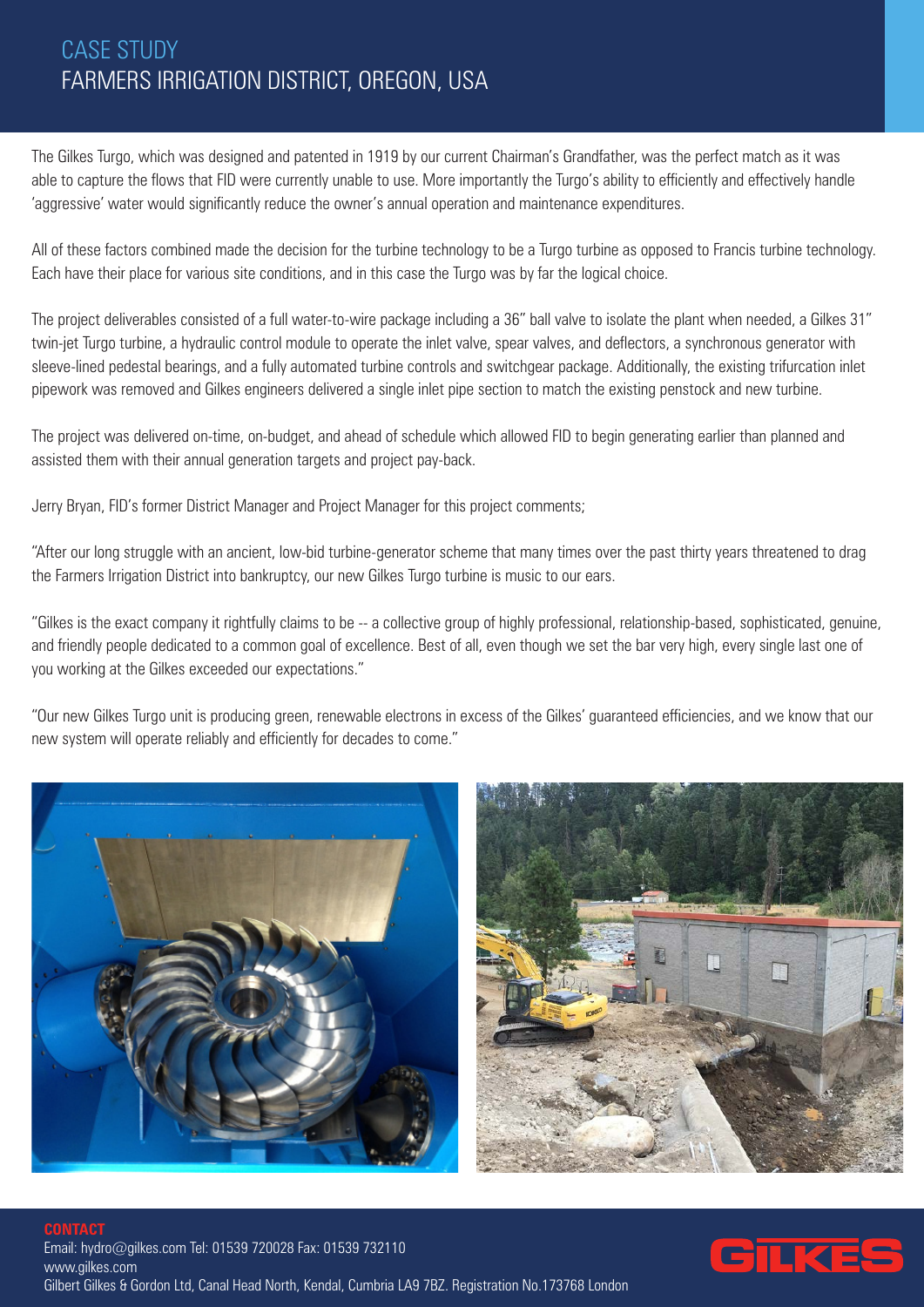# CASE STUDY
## FARMERS IRRIGATION DISTRICT, OREGON, USA

The Gilkes Turgo, which was designed and patented in 1919 by our current Chairman's Grandfather, was the perfect match as it was able to capture the flows that FID were currently unable to use. More importantly the Turgo's ability to efficiently and effectively handle 'aggressive' water would significantly reduce the owner's annual operation and maintenance expenditures.

All of these factors combined made the decision for the turbine technology to be a Turgo turbine as opposed to Francis turbine technology. Each have their place for various site conditions, and in this case the Turgo was by far the logical choice.

The project deliverables consisted of a full water-to-wire package including a 36" ball valve to isolate the plant when needed, a Gilkes 31" twin-jet Turgo turbine, a hydraulic control module to operate the inlet valve, spear valves, and deflectors, a synchronous generator with sleeve-lined pedestal bearings, and a fully automated turbine controls and switchgear package. Additionally, the existing trifurcation inlet pipework was removed and Gilkes engineers delivered a single inlet pipe section to match the existing penstock and new turbine.

The project was delivered on-time, on-budget, and ahead of schedule which allowed FID to begin generating earlier than planned and assisted them with their annual generation targets and project pay-back.

Jerry Bryan, FID's former District Manager and Project Manager for this project comments;

"After our long struggle with an ancient, low-bid turbine-generator scheme that many times over the past thirty years threatened to drag the Farmers Irrigation District into bankruptcy, our new Gilkes Turgo turbine is music to our ears.

"Gilkes is the exact company it rightfully claims to be -- a collective group of highly professional, relationship-based, sophisticated, genuine, and friendly people dedicated to a common goal of excellence. Best of all, even though we set the bar very high, every single last one of you working at the Gilkes exceeded our expectations."

"Our new Gilkes Turgo unit is producing green, renewable electrons in excess of the Gilkes' guaranteed efficiencies, and we know that our new system will operate reliably and efficiently for decades to come."

**CONTACT**

Email: hydro@gilkes.com Tel: 01539 720028 Fax: 01539 732110
www.gilkes.com
Gilbert Gilkes & Gordon Ltd, Canal Head North, Kendal, Cumbria LA9 7BZ. Registration No.173768 London

GILKES